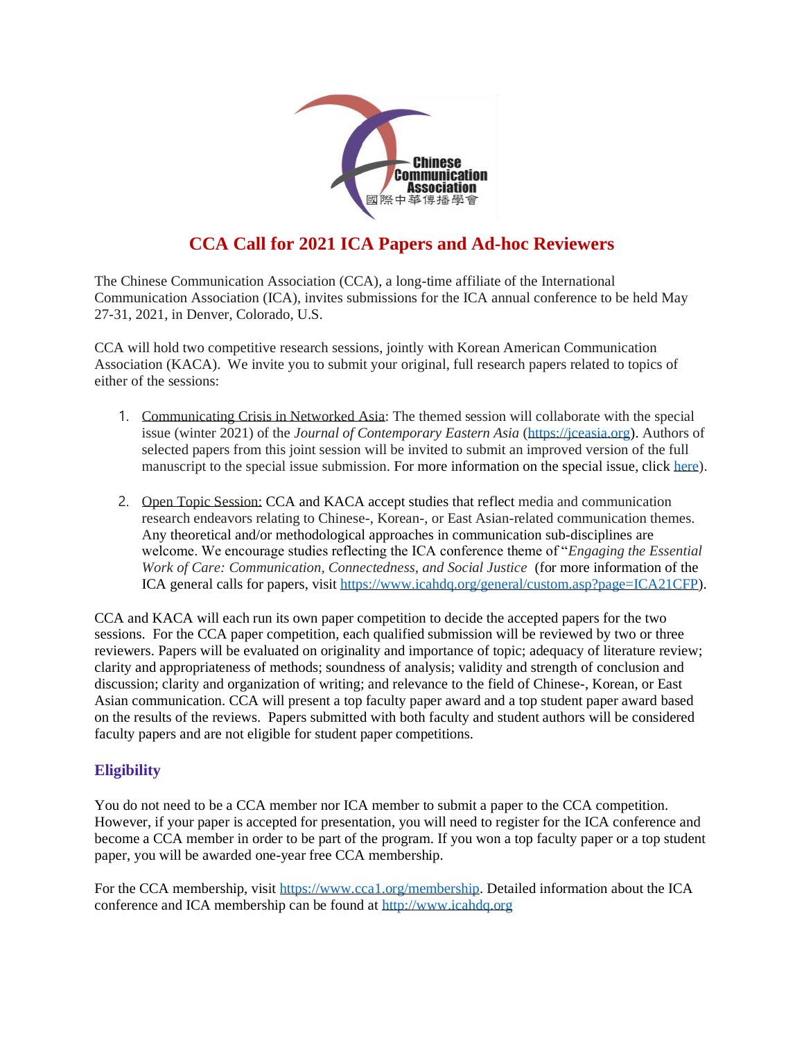# CCA Call for 2021 ICA Papers and Ad-hoc Reviewers

The Chinese Communication Association (CCA), a long-time affiliate of the International Communication Association (ICA), invites submissions for the ICA annual conference to be held May 27-31, 2021, in Denver, Colorado, U.S.

CCA will hold two competitive research sessions, jointly with Korean American Communication Association (KACA). We invite you to submit your original, full research papers related to topics of either of the sessions:

1. Communicating Crisis in Networked Asia: The themed session will collaborate with the special issue (winter 2021) of the *Journal of Contemporary Eastern Asia* (https://jceasia.org). Authors of selected papers from this joint session will be invited to submit an improved version of the full manuscript to the special issue submission. For more information on the special issue, click here).

2. Open Topic Session: CCA and KACA accept studies that reflect media and communication research endeavors relating to Chinese-, Korean-, or East Asian-related communication themes. Any theoretical and/or methodological approaches in communication sub-disciplines are welcome. We encourage studies reflecting the ICA conference theme of "*Engaging the Essential Work of Care: Communication, Connectedness, and Social Justice* (for more information of the ICA general calls for papers, visit https://www.icahdq.org/general/custom.asp?page=ICA21CFP).

CCA and KACA will each run its own paper competition to decide the accepted papers for the two sessions. For the CCA paper competition, each qualified submission will be reviewed by two or three reviewers. Papers will be evaluated on originality and importance of topic; adequacy of literature review; clarity and appropriateness of methods; soundness of analysis; validity and strength of conclusion and discussion; clarity and organization of writing; and relevance to the field of Chinese-, Korean, or East Asian communication. CCA will present a top faculty paper award and a top student paper award based on the results of the reviews. Papers submitted with both faculty and student authors will be considered faculty papers and are not eligible for student paper competitions.

## Eligibility

You do not need to be a CCA member nor ICA member to submit a paper to the CCA competition. However, if your paper is accepted for presentation, you will need to register for the ICA conference and become a CCA member in order to be part of the program. If you won a top faculty paper or a top student paper, you will be awarded one-year free CCA membership.

For the CCA membership, visit https://www.cca1.org/membership. Detailed information about the ICA conference and ICA membership can be found at http://www.icahdq.org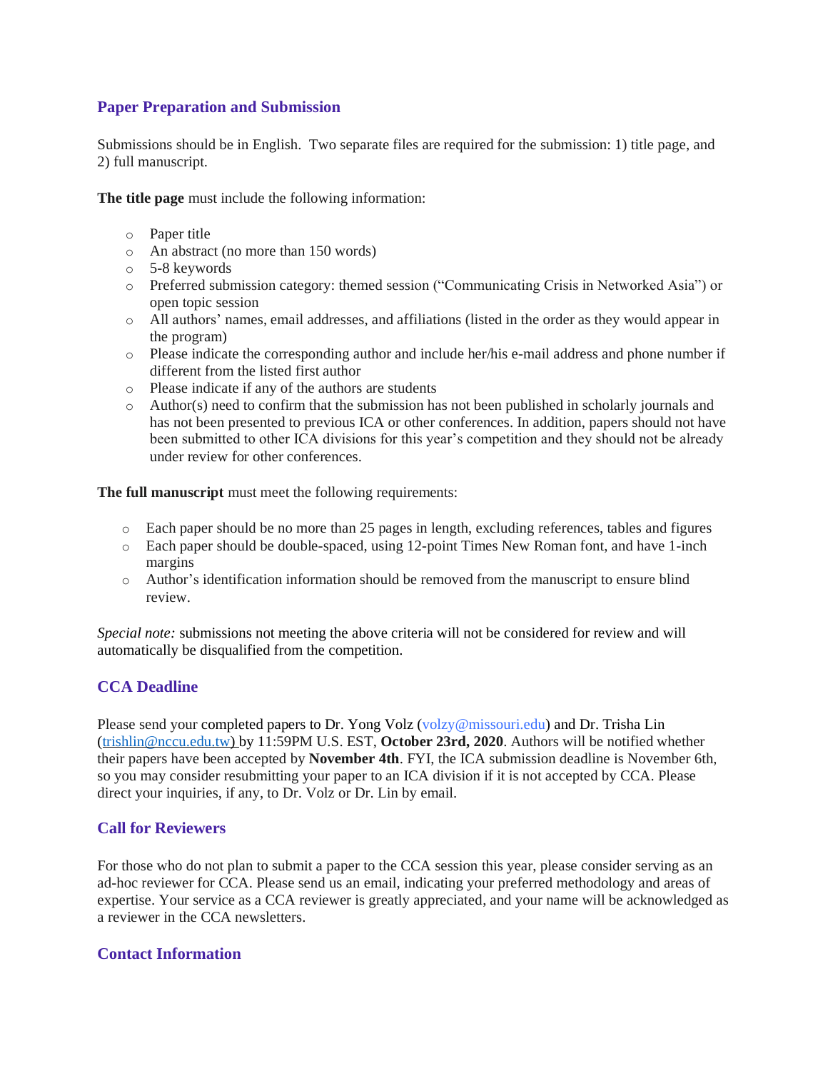## Paper Preparation and Submission

Submissions should be in English. Two separate files are required for the submission: 1) title page, and 2) full manuscript.

**The title page** must include the following information:

- Paper title
- An abstract (no more than 150 words)
- 5-8 keywords
- Preferred submission category: themed session ("Communicating Crisis in Networked Asia") or open topic session
- All authors' names, email addresses, and affiliations (listed in the order as they would appear in the program)
- Please indicate the corresponding author and include her/his e-mail address and phone number if different from the listed first author
- Please indicate if any of the authors are students
- Author(s) need to confirm that the submission has not been published in scholarly journals and has not been presented to previous ICA or other conferences. In addition, papers should not have been submitted to other ICA divisions for this year's competition and they should not be already under review for other conferences.

**The full manuscript** must meet the following requirements:

- Each paper should be no more than 25 pages in length, excluding references, tables and figures
- Each paper should be double-spaced, using 12-point Times New Roman font, and have 1-inch margins
- Author's identification information should be removed from the manuscript to ensure blind review.

*Special note:* submissions not meeting the above criteria will not be considered for review and will automatically be disqualified from the competition.

## CCA Deadline

Please send your completed papers to Dr. Yong Volz (volzy@missouri.edu) and Dr. Trisha Lin (trishlin@nccu.edu.tw) by 11:59PM U.S. EST, **October 23rd, 2020**. Authors will be notified whether their papers have been accepted by **November 4th**. FYI, the ICA submission deadline is November 6th, so you may consider resubmitting your paper to an ICA division if it is not accepted by CCA. Please direct your inquiries, if any, to Dr. Volz or Dr. Lin by email.

## Call for Reviewers

For those who do not plan to submit a paper to the CCA session this year, please consider serving as an ad-hoc reviewer for CCA. Please send us an email, indicating your preferred methodology and areas of expertise. Your service as a CCA reviewer is greatly appreciated, and your name will be acknowledged as a reviewer in the CCA newsletters.

## Contact Information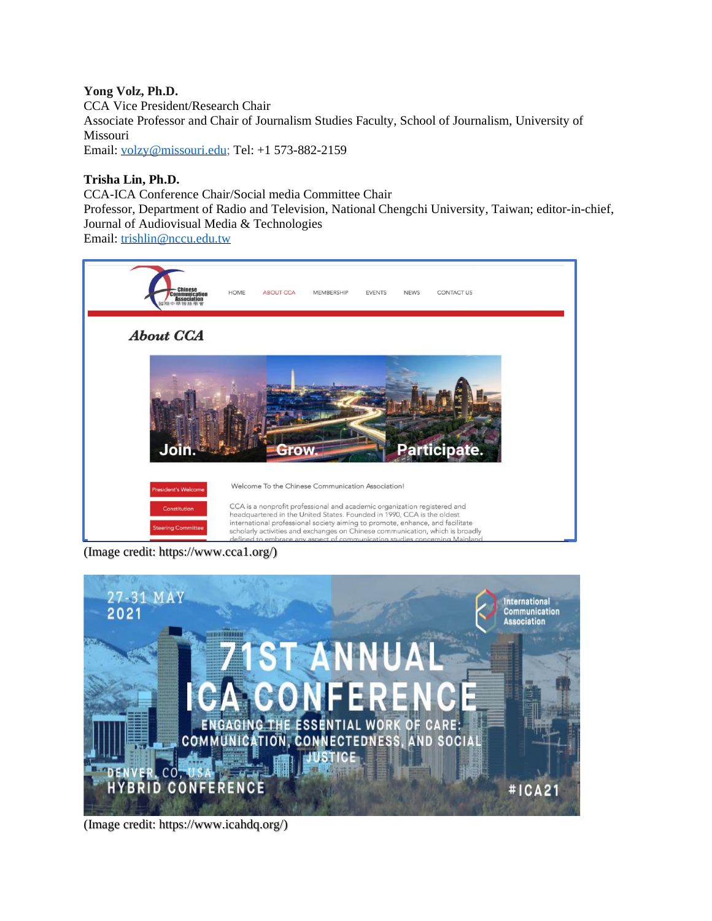**Yong Volz, Ph.D.**
CCA Vice President/Research Chair
Associate Professor and Chair of Journalism Studies Faculty, School of Journalism, University of Missouri
Email: volzy@missouri.edu; Tel: +1 573-882-2159

**Trisha Lin, Ph.D.**
CCA-ICA Conference Chair/Social media Committee Chair
Professor, Department of Radio and Television, National Chengchi University, Taiwan; editor-in-chief, Journal of Audiovisual Media & Technologies
Email: trishlin@nccu.edu.tw

(Image credit: https://www.cca1.org/)

(Image credit: https://www.icahdq.org/)